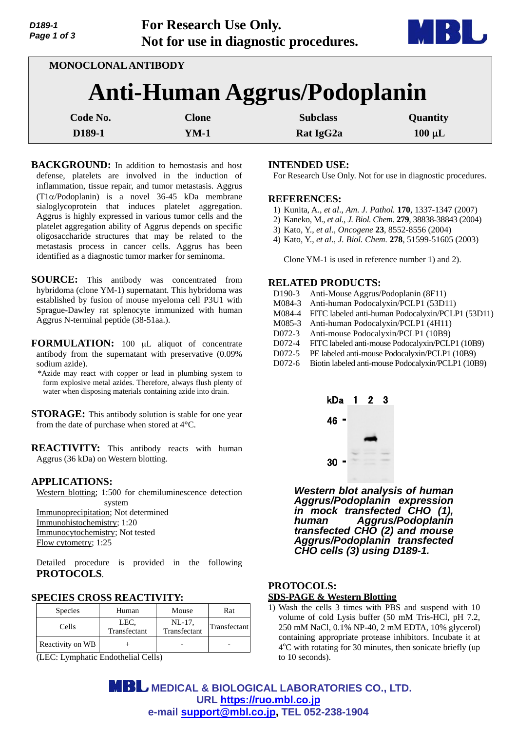For Research Use Only.
Not for use in diagnostic procedures.

MONOCLONAL ANTIBODY

# Anti-Human Aggrus/Podoplanin

| Code No. | Clone | Subclass | Quantity |
|---|---|---|---|
| D189-1 | YM-1 | Rat IgG2a | 100 μL |

**BACKGROUND:** In addition to hemostasis and host defense, platelets are involved in the induction of inflammation, tissue repair, and tumor metastasis. Aggrus (T1α/Podoplanin) is a novel 36-45 kDa membrane sialoglycoprotein that induces platelet aggregation. Aggrus is highly expressed in various tumor cells and the platelet aggregation ability of Aggrus depends on specific oligosaccharide structures that may be related to the metastasis process in cancer cells. Aggrus has been identified as a diagnostic tumor marker for seminoma.

**SOURCE:** This antibody was concentrated from hybridoma (clone YM-1) supernatant. This hybridoma was established by fusion of mouse myeloma cell P3U1 with Sprague-Dawley rat splenocyte immunized with human Aggrus N-terminal peptide (38-51aa.).

**FORMULATION:** 100 μL aliquot of concentrate antibody from the supernatant with preservative (0.09% sodium azide).

*Azide may react with copper or lead in plumbing system to form explosive metal azides. Therefore, always flush plenty of water when disposing materials containing azide into drain.

**STORAGE:** This antibody solution is stable for one year from the date of purchase when stored at 4°C.

**REACTIVITY:** This antibody reacts with human Aggrus (36 kDa) on Western blotting.

**APPLICATIONS:**

Western blotting; 1:500 for chemiluminescence detection system
Immunoprecipitation; Not determined
Immunohistochemistry; 1:20
Immunocytochemistry; Not tested
Flow cytometry; 1:25

Detailed procedure is provided in the following **PROTOCOLS**.

**SPECIES CROSS REACTIVITY:**

| Species | Human | Mouse | Rat |
|---|---|---|---|
| Cells | LEC, Transfectant | NL-17, Transfectant | Transfectant |
| Reactivity on WB | + | - | - |

(LEC: Lymphatic Endothelial Cells)

**INTENDED USE:**

For Research Use Only. Not for use in diagnostic procedures.

**REFERENCES:**

1) Kunita, A., *et al*., *Am. J. Pathol.* **170**, 1337-1347 (2007)
2) Kaneko, M., *et al*., *J. Biol. Chem.* **279**, 38838-38843 (2004)
3) Kato, Y., *et al*., *Oncogene* **23**, 8552-8556 (2004)
4) Kato, Y., *et al*., *J. Biol. Chem.* **278**, 51599-51605 (2003)

Clone YM-1 is used in reference number 1) and 2).

**RELATED PRODUCTS:**

D190-3 Anti-Mouse Aggrus/Podoplanin (8F11)
M084-3 Anti-human Podocalyxin/PCLP1 (53D11)
M084-4 FITC labeled anti-human Podocalyxin/PCLP1 (53D11)
M085-3 Anti-human Podocalyxin/PCLP1 (4H11)
D072-3 Anti-mouse Podocalyxin/PCLP1 (10B9)
D072-4 FITC labeled anti-mouse Podocalyxin/PCLP1 (10B9)
D072-5 PE labeled anti-mouse Podocalyxin/PCLP1 (10B9)
D072-6 Biotin labeled anti-mouse Podocalyxin/PCLP1 (10B9)

*Western blot analysis of human Aggrus/Podoplanin expression in mock transfected CHO (1), human Aggrus/Podoplanin transfected CHO (2) and mouse Aggrus/Podoplanin transfected CHO cells (3) using D189-1.*

**PROTOCOLS:**

**SDS-PAGE & Western Blotting**

1) Wash the cells 3 times with PBS and suspend with 10 volume of cold Lysis buffer (50 mM Tris-HCl, pH 7.2, 250 mM NaCl, 0.1% NP-40, 2 mM EDTA, 10% glycerol) containing appropriate protease inhibitors. Incubate it at 4°C with rotating for 30 minutes, then sonicate briefly (up to 10 seconds).

MEDICAL & BIOLOGICAL LABORATORIES CO., LTD.
URL https://ruo.mbl.co.jp
e-mail support@mbl.co.jp, TEL 052-238-1904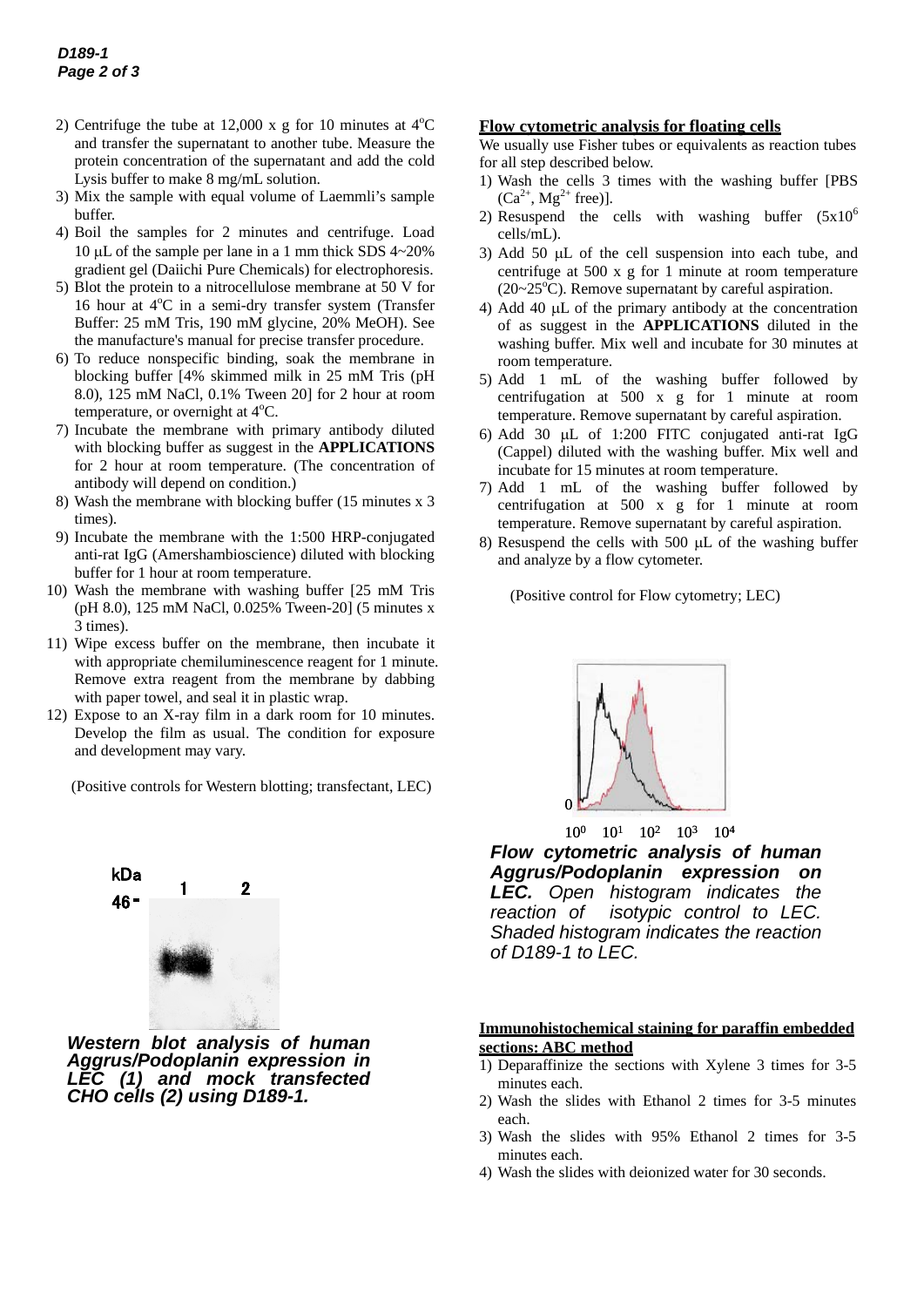2) Centrifuge the tube at 12,000 x g for 10 minutes at 4°C and transfer the supernatant to another tube. Measure the protein concentration of the supernatant and add the cold Lysis buffer to make 8 mg/mL solution.
3) Mix the sample with equal volume of Laemmli's sample buffer.
4) Boil the samples for 2 minutes and centrifuge. Load 10 μL of the sample per lane in a 1 mm thick SDS 4~20% gradient gel (Daiichi Pure Chemicals) for electrophoresis.
5) Blot the protein to a nitrocellulose membrane at 50 V for 16 hour at 4°C in a semi-dry transfer system (Transfer Buffer: 25 mM Tris, 190 mM glycine, 20% MeOH). See the manufacture's manual for precise transfer procedure.
6) To reduce nonspecific binding, soak the membrane in blocking buffer [4% skimmed milk in 25 mM Tris (pH 8.0), 125 mM NaCl, 0.1% Tween 20] for 2 hour at room temperature, or overnight at 4°C.
7) Incubate the membrane with primary antibody diluted with blocking buffer as suggest in the **APPLICATIONS** for 2 hour at room temperature. (The concentration of antibody will depend on condition.)
8) Wash the membrane with blocking buffer (15 minutes x 3 times).
9) Incubate the membrane with the 1:500 HRP-conjugated anti-rat IgG (Amershambioscience) diluted with blocking buffer for 1 hour at room temperature.
10) Wash the membrane with washing buffer [25 mM Tris (pH 8.0), 125 mM NaCl, 0.025% Tween-20] (5 minutes x 3 times).
11) Wipe excess buffer on the membrane, then incubate it with appropriate chemiluminescence reagent for 1 minute. Remove extra reagent from the membrane by dabbing with paper towel, and seal it in plastic wrap.
12) Expose to an X-ray film in a dark room for 10 minutes. Develop the film as usual. The condition for exposure and development may vary.

(Positive controls for Western blotting; transfectant, LEC)

kDa 1 2
46-

***Western blot analysis of human Aggrus/Podoplanin expression in LEC (1) and mock transfected CHO cells (2) using D189-1.***

**Flow cytometric analysis for floating cells**

We usually use Fisher tubes or equivalents as reaction tubes for all step described below.

1) Wash the cells 3 times with the washing buffer [PBS ($Ca^{2+}$, $Mg^{2+}$ free)].
2) Resuspend the cells with washing buffer ($5x10^6$ cells/mL).
3) Add 50 μL of the cell suspension into each tube, and centrifuge at 500 x g for 1 minute at room temperature (20~25°C). Remove supernatant by careful aspiration.
4) Add 40 μL of the primary antibody at the concentration of as suggest in the **APPLICATIONS** diluted in the washing buffer. Mix well and incubate for 30 minutes at room temperature.
5) Add 1 mL of the washing buffer followed by centrifugation at 500 x g for 1 minute at room temperature. Remove supernatant by careful aspiration.
6) Add 30 μL of 1:200 FITC conjugated anti-rat IgG (Cappel) diluted with the washing buffer. Mix well and incubate for 15 minutes at room temperature.
7) Add 1 mL of the washing buffer followed by centrifugation at 500 x g for 1 minute at room temperature. Remove supernatant by careful aspiration.
8) Resuspend the cells with 500 μL of the washing buffer and analyze by a flow cytometer.

(Positive control for Flow cytometry; LEC)

0
$10^0$ $10^1$ $10^2$ $10^3$ $10^4$

***Flow cytometric analysis of human Aggrus/Podoplanin expression on LEC.** Open histogram indicates the reaction of isotypic control to LEC. Shaded histogram indicates the reaction of D189-1 to LEC.*

**Immunohistochemical staining for paraffin embedded sections: ABC method**

1) Deparaffinize the sections with Xylene 3 times for 3-5 minutes each.
2) Wash the slides with Ethanol 2 times for 3-5 minutes each.
3) Wash the slides with 95% Ethanol 2 times for 3-5 minutes each.
4) Wash the slides with deionized water for 30 seconds.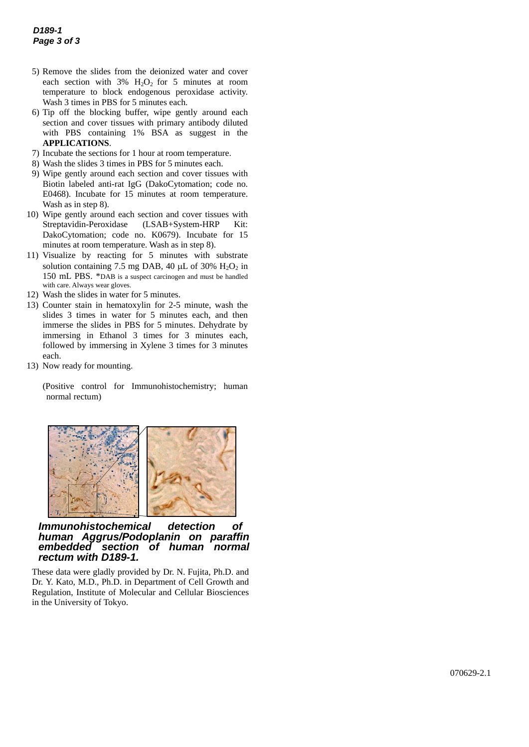5) Remove the slides from the deionized water and cover each section with 3% $H_2O_2$ for 5 minutes at room temperature to block endogenous peroxidase activity. Wash 3 times in PBS for 5 minutes each.
6) Tip off the blocking buffer, wipe gently around each section and cover tissues with primary antibody diluted with PBS containing 1% BSA as suggest in the **APPLICATIONS**.
7) Incubate the sections for 1 hour at room temperature.
8) Wash the slides 3 times in PBS for 5 minutes each.
9) Wipe gently around each section and cover tissues with Biotin labeled anti-rat IgG (DakoCytomation; code no. E0468). Incubate for 15 minutes at room temperature. Wash as in step 8).
10) Wipe gently around each section and cover tissues with Streptavidin-Peroxidase (LSAB+System-HRP Kit: DakoCytomation; code no. K0679). Incubate for 15 minutes at room temperature. Wash as in step 8).
11) Visualize by reacting for 5 minutes with substrate solution containing 7.5 mg DAB, 40 μL of 30% $H_2O_2$ in 150 mL PBS. *DAB is a suspect carcinogen and must be handled with care. Always wear gloves.
12) Wash the slides in water for 5 minutes.
13) Counter stain in hematoxylin for 2-5 minute, wash the slides 3 times in water for 5 minutes each, and then immerse the slides in PBS for 5 minutes. Dehydrate by immersing in Ethanol 3 times for 3 minutes each, followed by immersing in Xylene 3 times for 3 minutes each.
13) Now ready for mounting.

(Positive control for Immunohistochemistry; human normal rectum)

***Immunohistochemical detection of human Aggrus/Podoplanin on paraffin embedded section of human normal rectum with D189-1.***

These data were gladly provided by Dr. N. Fujita, Ph.D. and Dr. Y. Kato, M.D., Ph.D. in Department of Cell Growth and Regulation, Institute of Molecular and Cellular Biosciences in the University of Tokyo.

070629-2.1